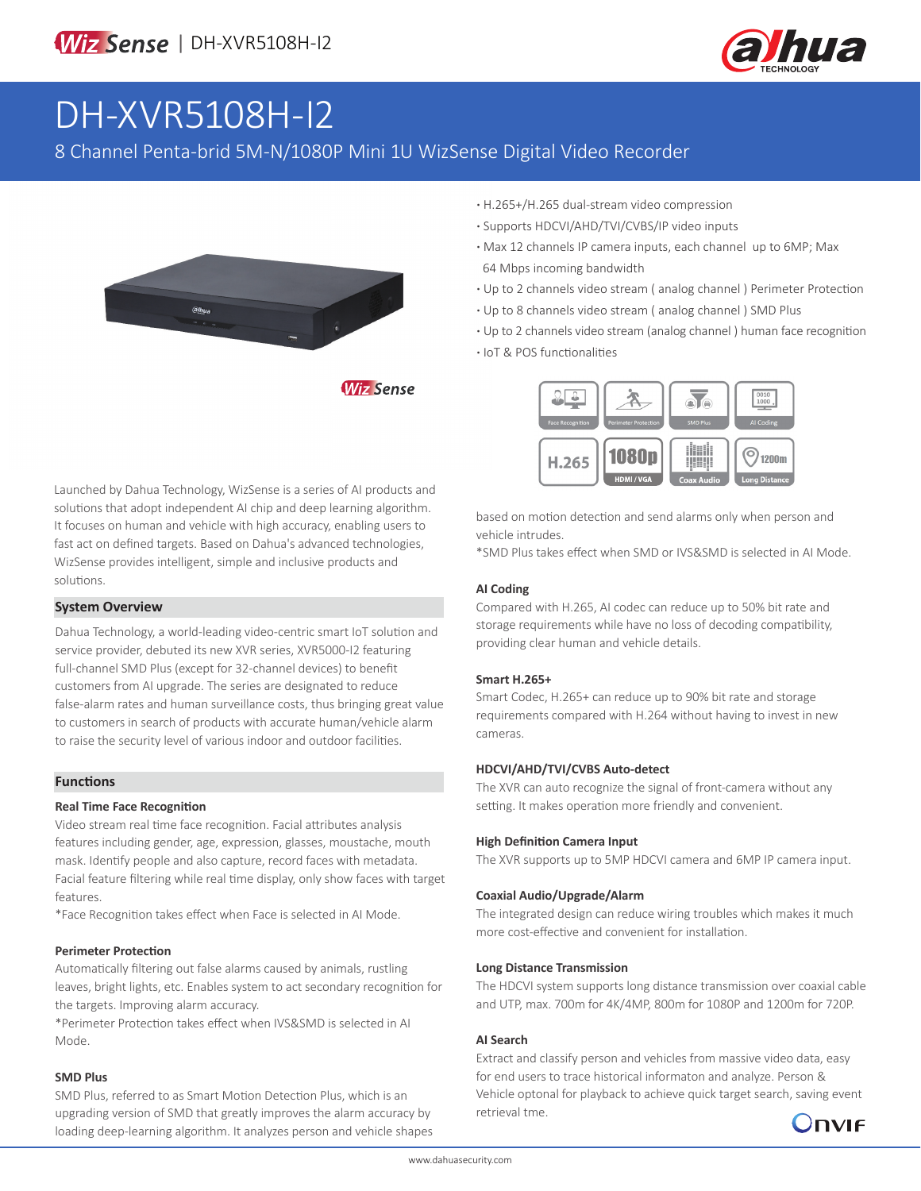# DH-XVR5108H-I2

8 Channel Penta-brid 5M-N/1080P Mini 1U WizSense Digital Video Recorder

- H.265+/H.265 dual-stream video compression
- Supports HDCVI/AHD/TVI/CVBS/IP video inputs
- Max 12 channels IP camera inputs, each channel up to 6MP; Max 64 Mbps incoming bandwidth
- Up to 2 channels video stream ( analog channel ) Perimeter Protection
- Up to 8 channels video stream ( analog channel ) SMD Plus
- Up to 2 channels video stream (analog channel ) human face recognition
- IoT & POS functionalities

Launched by Dahua Technology, WizSense is a series of AI products and solutions that adopt independent AI chip and deep learning algorithm. It focuses on human and vehicle with high accuracy, enabling users to fast act on defined targets. Based on Dahua's advanced technologies, WizSense provides intelligent, simple and inclusive products and solutions.

## System Overview

Dahua Technology, a world-leading video-centric smart IoT solution and service provider, debuted its new XVR series, XVR5000-I2 featuring full-channel SMD Plus (except for 32-channel devices) to benefit customers from AI upgrade. The series are designated to reduce false-alarm rates and human surveillance costs, thus bringing great value to customers in search of products with accurate human/vehicle alarm to raise the security level of various indoor and outdoor facilities.

## Functions

### Real Time Face Recognition

Video stream real time face recognition. Facial attributes analysis features including gender, age, expression, glasses, moustache, mouth mask. Identify people and also capture, record faces with metadata. Facial feature filtering while real time display, only show faces with target features.

*Face Recognition takes effect when Face is selected in AI Mode.

### Perimeter Protection

Automatically filtering out false alarms caused by animals, rustling leaves, bright lights, etc. Enables system to act secondary recognition for the targets. Improving alarm accuracy.

*Perimeter Protection takes effect when IVS&SMD is selected in AI Mode.

### SMD Plus

SMD Plus, referred to as Smart Motion Detection Plus, which is an upgrading version of SMD that greatly improves the alarm accuracy by loading deep-learning algorithm. It analyzes person and vehicle shapes based on motion detection and send alarms only when person and vehicle intrudes.

*SMD Plus takes effect when SMD or IVS&SMD is selected in AI Mode.

### AI Coding

Compared with H.265, AI codec can reduce up to 50% bit rate and storage requirements while have no loss of decoding compatibility, providing clear human and vehicle details.

### Smart H.265+

Smart Codec, H.265+ can reduce up to 90% bit rate and storage requirements compared with H.264 without having to invest in new cameras.

### HDCVI/AHD/TVI/CVBS Auto-detect

The XVR can auto recognize the signal of front-camera without any setting. It makes operation more friendly and convenient.

### High Definition Camera Input

The XVR supports up to 5MP HDCVI camera and 6MP IP camera input.

### Coaxial Audio/Upgrade/Alarm

The integrated design can reduce wiring troubles which makes it much more cost-effective and convenient for installation.

### Long Distance Transmission

The HDCVI system supports long distance transmission over coaxial cable and UTP, max. 700m for 4K/4MP, 800m for 1080P and 1200m for 720P.

### AI Search

Extract and classify person and vehicles from massive video data, easy for end users to trace historical informaton and analyze. Person & Vehicle optonal for playback to achieve quick target search, saving event retrieval tme.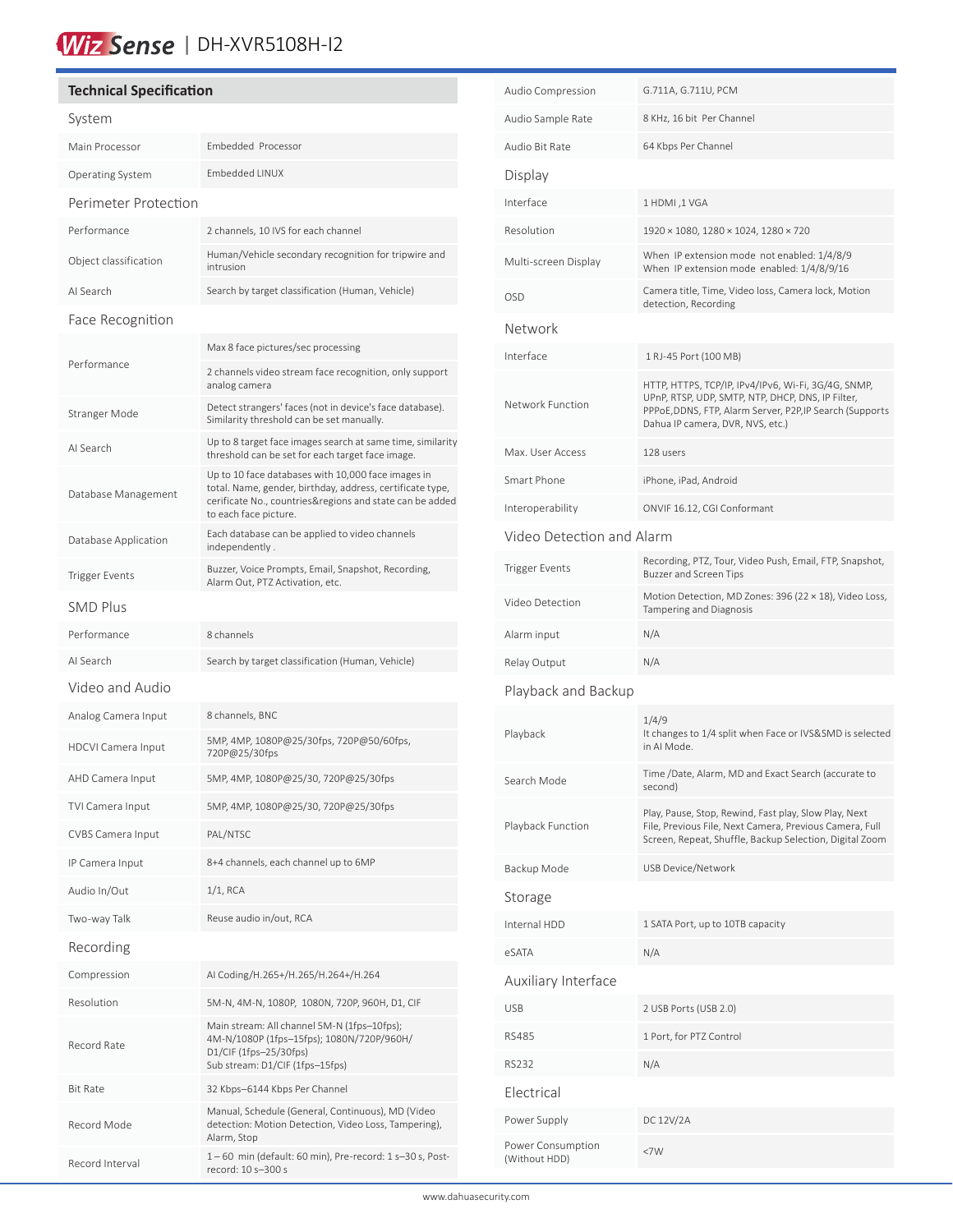# WizSense | DH-XVR5108H-I2

## Technical Specification

### System

| | |
|---|---|
| Main Processor | Embedded Processor |
| Operating System | Embedded LINUX |

### Perimeter Protection

| | |
|---|---|
| Performance | 2 channels, 10 IVS for each channel |
| Object classification | Human/Vehicle secondary recognition for tripwire and intrusion |
| AI Search | Search by target classification (Human, Vehicle) |

### Face Recognition

| | |
|---|---|
| Performance | Max 8 face pictures/sec processing<br>2 channels video stream face recognition, only support analog camera |
| Stranger Mode | Detect strangers' faces (not in device's face database). Similarity threshold can be set manually. |
| AI Search | Up to 8 target face images search at same time, similarity threshold can be set for each target face image. |
| Database Management | Up to 10 face databases with 10,000 face images in total. Name, gender, birthday, address, certificate type, cerificate No., countries&regions and state can be added to each face picture. |
| Database Application | Each database can be applied to video channels independently . |
| Trigger Events | Buzzer, Voice Prompts, Email, Snapshot, Recording, Alarm Out, PTZ Activation, etc. |

### SMD Plus

| | |
|---|---|
| Performance | 8 channels |
| AI Search | Search by target classification (Human, Vehicle) |

### Video and Audio

| | |
|---|---|
| Analog Camera Input | 8 channels, BNC |
| HDCVI Camera Input | 5MP, 4MP, 1080P@25/30fps, 720P@50/60fps, 720P@25/30fps |
| AHD Camera Input | 5MP, 4MP, 1080P@25/30, 720P@25/30fps |
| TVI Camera Input | 5MP, 4MP, 1080P@25/30, 720P@25/30fps |
| CVBS Camera Input | PAL/NTSC |
| IP Camera Input | 8+4 channels, each channel up to 6MP |
| Audio In/Out | 1/1, RCA |
| Two-way Talk | Reuse audio in/out, RCA |

### Recording

| | |
|---|---|
| Compression | AI Coding/H.265+/H.265/H.264+/H.264 |
| Resolution | 5M-N, 4M-N, 1080P, 1080N, 720P, 960H, D1, CIF |
| Record Rate | Main stream: All channel 5M-N (1fps–10fps); 4M-N/1080P (1fps–15fps); 1080N/720P/960H/ D1/CIF (1fps–25/30fps)<br>Sub stream: D1/CIF (1fps–15fps) |
| Bit Rate | 32 Kbps–6144 Kbps Per Channel |
| Record Mode | Manual, Schedule (General, Continuous), MD (Video detection: Motion Detection, Video Loss, Tampering), Alarm, Stop |
| Record Interval | 1 – 60 min (default: 60 min), Pre-record: 1 s–30 s, Post-record: 10 s–300 s |
| Audio Compression | G.711A, G.711U, PCM |
| Audio Sample Rate | 8 KHz, 16 bit Per Channel |
| Audio Bit Rate | 64 Kbps Per Channel |

### Display

| | |
|---|---|
| Interface | 1 HDMI ,1 VGA |
| Resolution | 1920 × 1080, 1280 × 1024, 1280 × 720 |
| Multi-screen Display | When IP extension mode not enabled: 1/4/8/9<br>When IP extension mode enabled: 1/4/8/9/16 |
| OSD | Camera title, Time, Video loss, Camera lock, Motion detection, Recording |

### Network

| | |
|---|---|
| Interface | 1 RJ-45 Port (100 MB) |
| Network Function | HTTP, HTTPS, TCP/IP, IPv4/IPv6, Wi-Fi, 3G/4G, SNMP, UPnP, RTSP, UDP, SMTP, NTP, DHCP, DNS, IP Filter, PPPoE,DDNS, FTP, Alarm Server, P2P,IP Search (Supports Dahua IP camera, DVR, NVS, etc.) |
| Max. User Access | 128 users |
| Smart Phone | iPhone, iPad, Android |
| Interoperability | ONVIF 16.12, CGI Conformant |

### Video Detection and Alarm

| | |
|---|---|
| Trigger Events | Recording, PTZ, Tour, Video Push, Email, FTP, Snapshot, Buzzer and Screen Tips |
| Video Detection | Motion Detection, MD Zones: 396 (22 × 18), Video Loss, Tampering and Diagnosis |
| Alarm input | N/A |
| Relay Output | N/A |

### Playback and Backup

| | |
|---|---|
| Playback | 1/4/9<br>It changes to 1/4 split when Face or IVS&SMD is selected in AI Mode. |
| Search Mode | Time /Date, Alarm, MD and Exact Search (accurate to second) |
| Playback Function | Play, Pause, Stop, Rewind, Fast play, Slow Play, Next File, Previous File, Next Camera, Previous Camera, Full Screen, Repeat, Shuffle, Backup Selection, Digital Zoom |
| Backup Mode | USB Device/Network |

### Storage

| | |
|---|---|
| Internal HDD | 1 SATA Port, up to 10TB capacity |
| eSATA | N/A |

### Auxiliary Interface

| | |
|---|---|
| USB | 2 USB Ports (USB 2.0) |
| RS485 | 1 Port, for PTZ Control |
| RS232 | N/A |

### Electrical

| | |
|---|---|
| Power Supply | DC 12V/2A |
| Power Consumption (Without HDD) | <7W |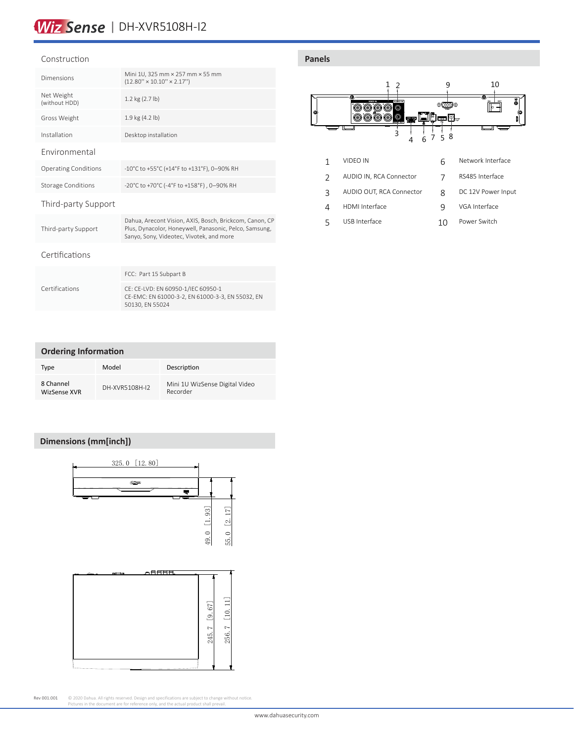## Construction

| | |
|---|---|
| Dimensions | Mini 1U, 325 mm × 257 mm × 55 mm (12.80" × 10.10" × 2.17") |
| Net Weight (without HDD) | 1.2 kg (2.7 lb) |
| Gross Weight | 1.9 kg (4.2 lb) |
| Installation | Desktop installation |

## Environmental

| | |
|---|---|
| Operating Conditions | -10°C to +55°C (+14°F to +131°F), 0–90% RH |
| Storage Conditions | -20°C to +70°C (-4°F to +158°F) , 0–90% RH |

## Third-party Support

| | |
|---|---|
| Third-party Support | Dahua, Arecont Vision, AXIS, Bosch, Brickcom, Canon, CP Plus, Dynacolor, Honeywell, Panasonic, Pelco, Samsung, Sanyo, Sony, Videotec, Vivotek, and more |

## Certifications

| | |
|---|---|
| Certifications | FCC: Part 15 Subpart B |
| | CE: CE-LVD: EN 60950-1/IEC 60950-1<br>CE-EMC: EN 61000-3-2, EN 61000-3-3, EN 55032, EN 50130, EN 55024 |

## Panels

| | | | |
|---|---|---|---|
| 1 | VIDEO IN | 6 | Network Interface |
| 2 | AUDIO IN, RCA Connector | 7 | RS485 Interface |
| 3 | AUDIO OUT, RCA Connector | 8 | DC 12V Power Input |
| 4 | HDMI Interface | 9 | VGA Interface |
| 5 | USB Interface | 10 | Power Switch |

## Ordering Information

| Type | Model | Description |
|---|---|---|
| 8 Channel WizSense XVR | DH-XVR5108H-I2 | Mini 1U WizSense Digital Video Recorder |

## Dimensions (mm[inch])

325.0 [12.80]

49.0 [1.93]

55.0 [2.17]

245.7 [9.67]

256.7 [10.11]

Rev 001.001 © 2020 Dahua. All rights reserved. Design and specifications are subject to change without notice. Pictures in the document are for reference only, and the actual product shall prevail.

www.dahuasecurity.com